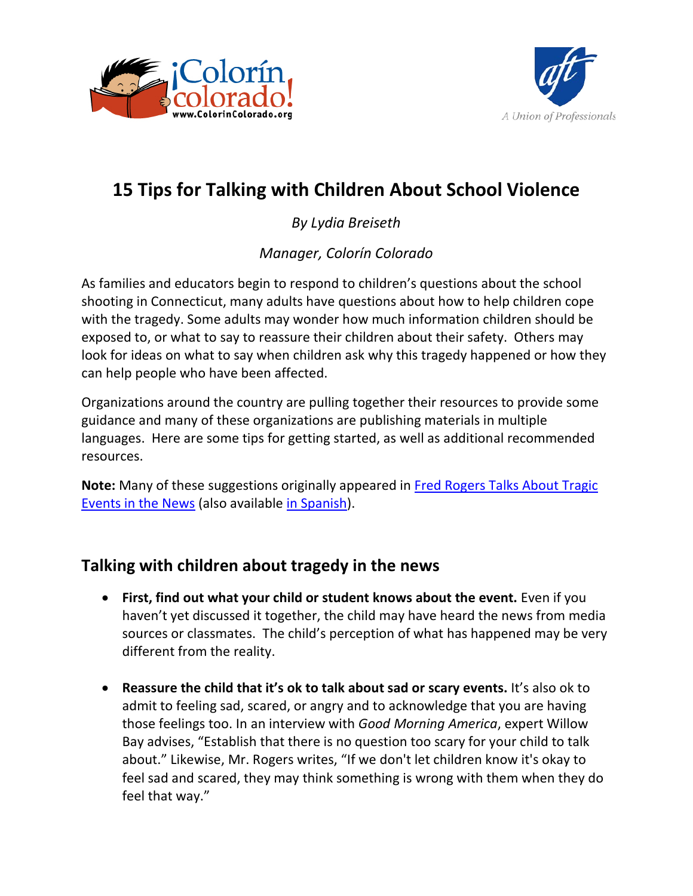# 15 Tips for Talking with Children About School Violence

*By Lydia Breiseth*

*Manager, Colorín Colorado*

As families and educators begin to respond to children's questions about the school shooting in Connecticut, many adults have questions about how to help children cope with the tragedy. Some adults may wonder how much information children should be exposed to, or what to say to reassure their children about their safety. Others may look for ideas on what to say when children ask why this tragedy happened or how they can help people who have been affected.

Organizations around the country are pulling together their resources to provide some guidance and many of these organizations are publishing materials in multiple languages. Here are some tips for getting started, as well as additional recommended resources.

**Note:** Many of these suggestions originally appeared in Fred Rogers Talks About Tragic Events in the News (also available in Spanish).

## Talking with children about tragedy in the news

- **First, find out what your child or student knows about the event.** Even if you haven't yet discussed it together, the child may have heard the news from media sources or classmates. The child's perception of what has happened may be very different from the reality.

- **Reassure the child that it's ok to talk about sad or scary events.** It's also ok to admit to feeling sad, scared, or angry and to acknowledge that you are having those feelings too. In an interview with *Good Morning America*, expert Willow Bay advises, "Establish that there is no question too scary for your child to talk about." Likewise, Mr. Rogers writes, "If we don't let children know it's okay to feel sad and scared, they may think something is wrong with them when they do feel that way."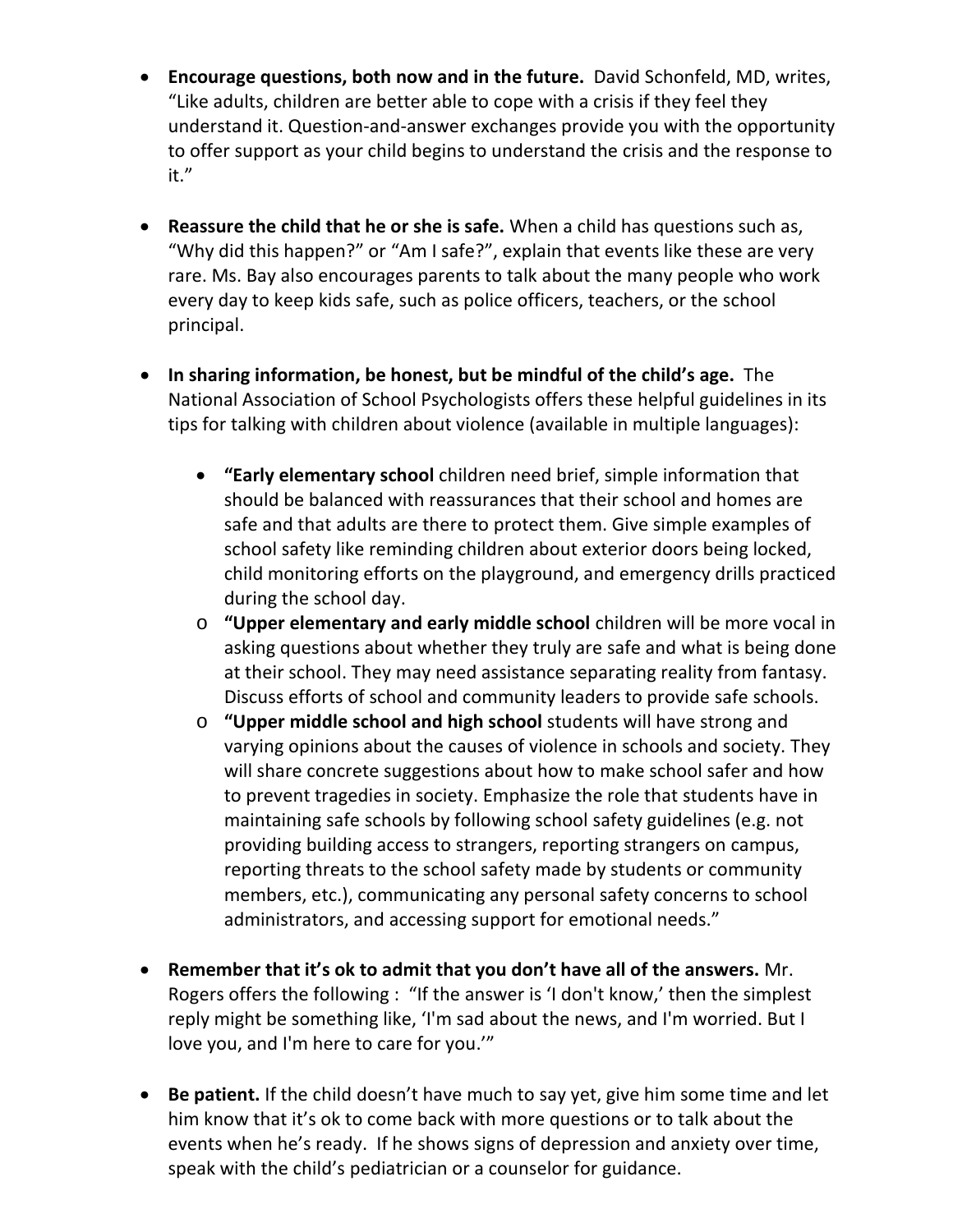- **Encourage questions, both now and in the future.** David Schonfeld, MD, writes, "Like adults, children are better able to cope with a crisis if they feel they understand it. Question-and-answer exchanges provide you with the opportunity to offer support as your child begins to understand the crisis and the response to it."

- **Reassure the child that he or she is safe.** When a child has questions such as, "Why did this happen?" or "Am I safe?", explain that events like these are very rare. Ms. Bay also encourages parents to talk about the many people who work every day to keep kids safe, such as police officers, teachers, or the school principal.

- **In sharing information, be honest, but be mindful of the child's age.** The National Association of School Psychologists offers these helpful guidelines in its tips for talking with children about violence (available in multiple languages):

    - **"Early elementary school** children need brief, simple information that should be balanced with reassurances that their school and homes are safe and that adults are there to protect them. Give simple examples of school safety like reminding children about exterior doors being locked, child monitoring efforts on the playground, and emergency drills practiced during the school day.
    - **"Upper elementary and early middle school** children will be more vocal in asking questions about whether they truly are safe and what is being done at their school. They may need assistance separating reality from fantasy. Discuss efforts of school and community leaders to provide safe schools.
    - **"Upper middle school and high school** students will have strong and varying opinions about the causes of violence in schools and society. They will share concrete suggestions about how to make school safer and how to prevent tragedies in society. Emphasize the role that students have in maintaining safe schools by following school safety guidelines (e.g. not providing building access to strangers, reporting strangers on campus, reporting threats to the school safety made by students or community members, etc.), communicating any personal safety concerns to school administrators, and accessing support for emotional needs."

- **Remember that it's ok to admit that you don't have all of the answers.** Mr. Rogers offers the following : "If the answer is 'I don't know,' then the simplest reply might be something like, 'I'm sad about the news, and I'm worried. But I love you, and I'm here to care for you.'"

- **Be patient.** If the child doesn't have much to say yet, give him some time and let him know that it's ok to come back with more questions or to talk about the events when he's ready. If he shows signs of depression and anxiety over time, speak with the child's pediatrician or a counselor for guidance.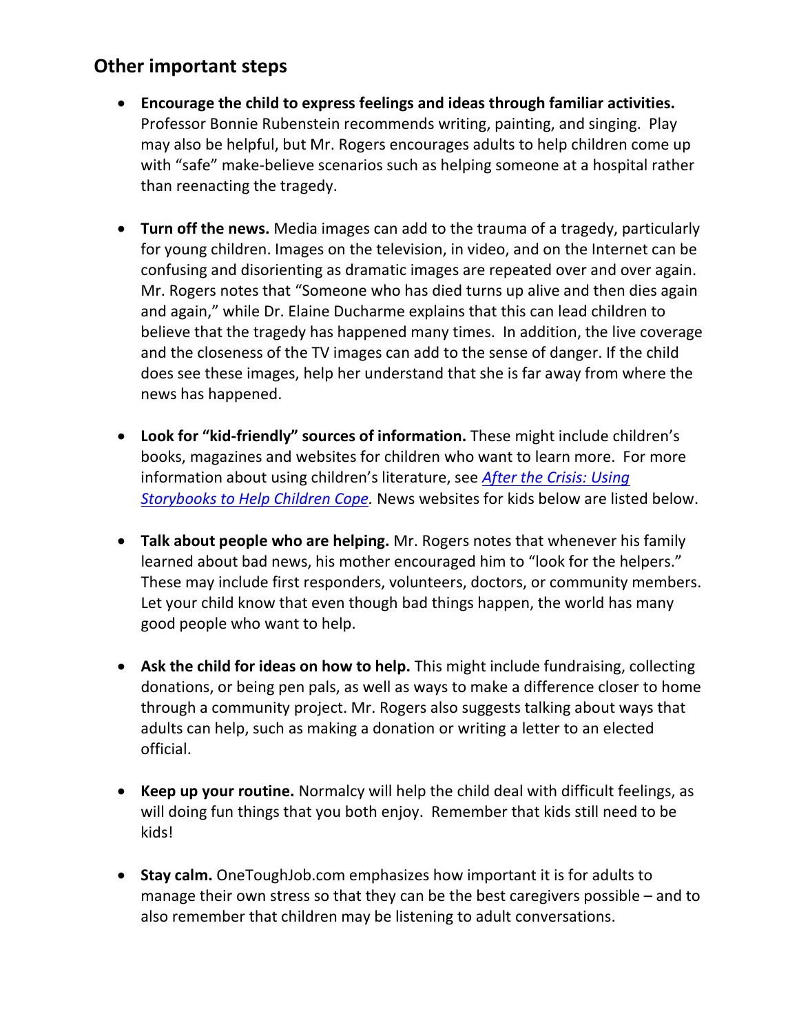## Other important steps

- **Encourage the child to express feelings and ideas through familiar activities.** Professor Bonnie Rubenstein recommends writing, painting, and singing. Play may also be helpful, but Mr. Rogers encourages adults to help children come up with "safe" make-believe scenarios such as helping someone at a hospital rather than reenacting the tragedy.

- **Turn off the news.** Media images can add to the trauma of a tragedy, particularly for young children. Images on the television, in video, and on the Internet can be confusing and disorienting as dramatic images are repeated over and over again. Mr. Rogers notes that "Someone who has died turns up alive and then dies again and again," while Dr. Elaine Ducharme explains that this can lead children to believe that the tragedy has happened many times. In addition, the live coverage and the closeness of the TV images can add to the sense of danger. If the child does see these images, help her understand that she is far away from where the news has happened.

- **Look for "kid-friendly" sources of information.** These might include children's books, magazines and websites for children who want to learn more. For more information about using children's literature, see *After the Crisis: Using Storybooks to Help Children Cope*. News websites for kids below are listed below.

- **Talk about people who are helping.** Mr. Rogers notes that whenever his family learned about bad news, his mother encouraged him to "look for the helpers." These may include first responders, volunteers, doctors, or community members. Let your child know that even though bad things happen, the world has many good people who want to help.

- **Ask the child for ideas on how to help.** This might include fundraising, collecting donations, or being pen pals, as well as ways to make a difference closer to home through a community project. Mr. Rogers also suggests talking about ways that adults can help, such as making a donation or writing a letter to an elected official.

- **Keep up your routine.** Normalcy will help the child deal with difficult feelings, as will doing fun things that you both enjoy. Remember that kids still need to be kids!

- **Stay calm.** OneToughJob.com emphasizes how important it is for adults to manage their own stress so that they can be the best caregivers possible – and to also remember that children may be listening to adult conversations.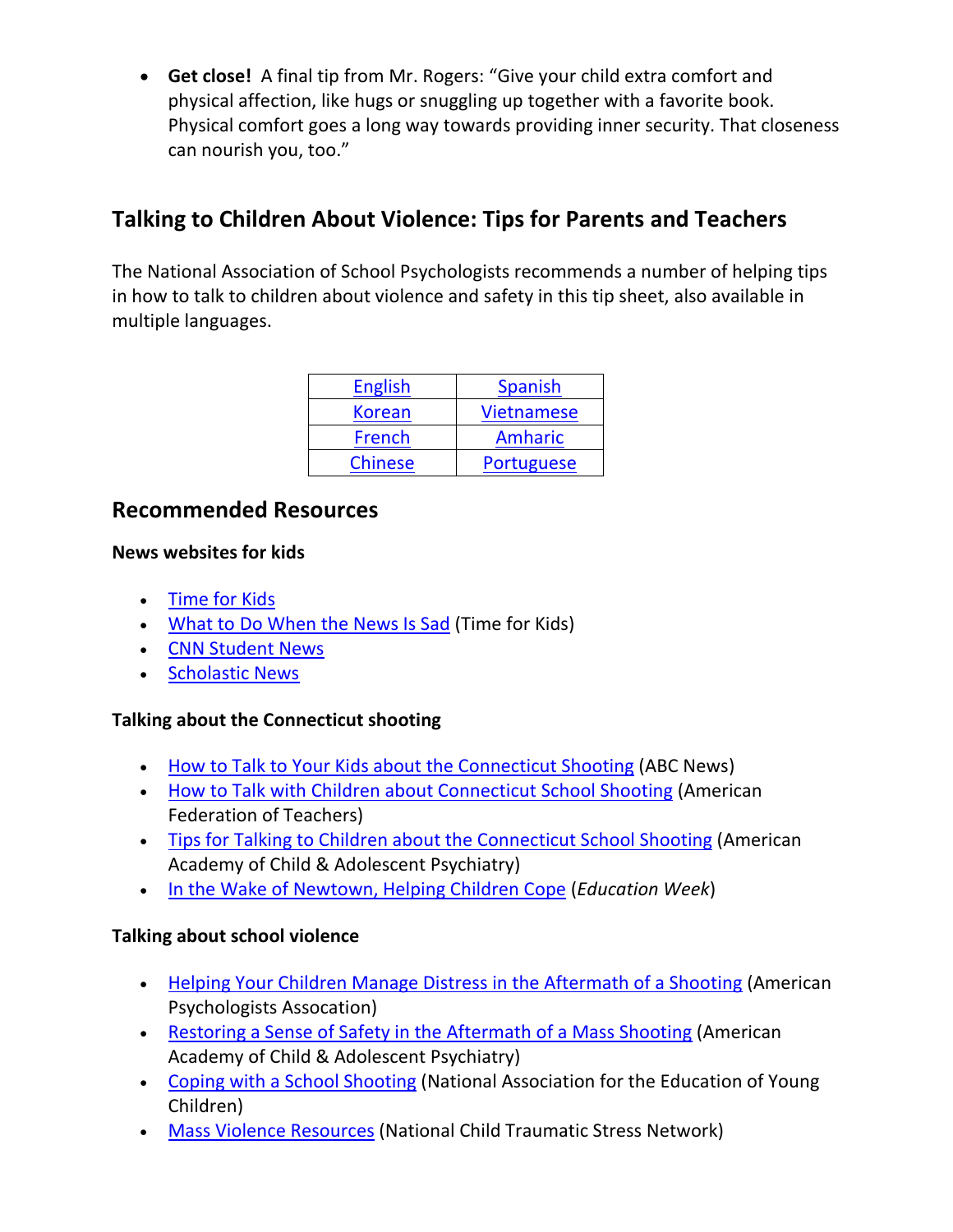- **Get close!** A final tip from Mr. Rogers: "Give your child extra comfort and physical affection, like hugs or snuggling up together with a favorite book. Physical comfort goes a long way towards providing inner security. That closeness can nourish you, too."

## Talking to Children About Violence: Tips for Parents and Teachers

The National Association of School Psychologists recommends a number of helping tips in how to talk to children about violence and safety in this tip sheet, also available in multiple languages.

| English | Spanish |
|---|---|
| Korean | Vietnamese |
| French | Amharic |
| Chinese | Portuguese |

## Recommended Resources

**News websites for kids**

- Time for Kids
- What to Do When the News Is Sad (Time for Kids)
- CNN Student News
- Scholastic News

**Talking about the Connecticut shooting**

- How to Talk to Your Kids about the Connecticut Shooting (ABC News)
- How to Talk with Children about Connecticut School Shooting (American Federation of Teachers)
- Tips for Talking to Children about the Connecticut School Shooting (American Academy of Child & Adolescent Psychiatry)
- In the Wake of Newtown, Helping Children Cope (*Education Week*)

**Talking about school violence**

- Helping Your Children Manage Distress in the Aftermath of a Shooting (American Psychologists Assocation)
- Restoring a Sense of Safety in the Aftermath of a Mass Shooting (American Academy of Child & Adolescent Psychiatry)
- Coping with a School Shooting (National Association for the Education of Young Children)
- Mass Violence Resources (National Child Traumatic Stress Network)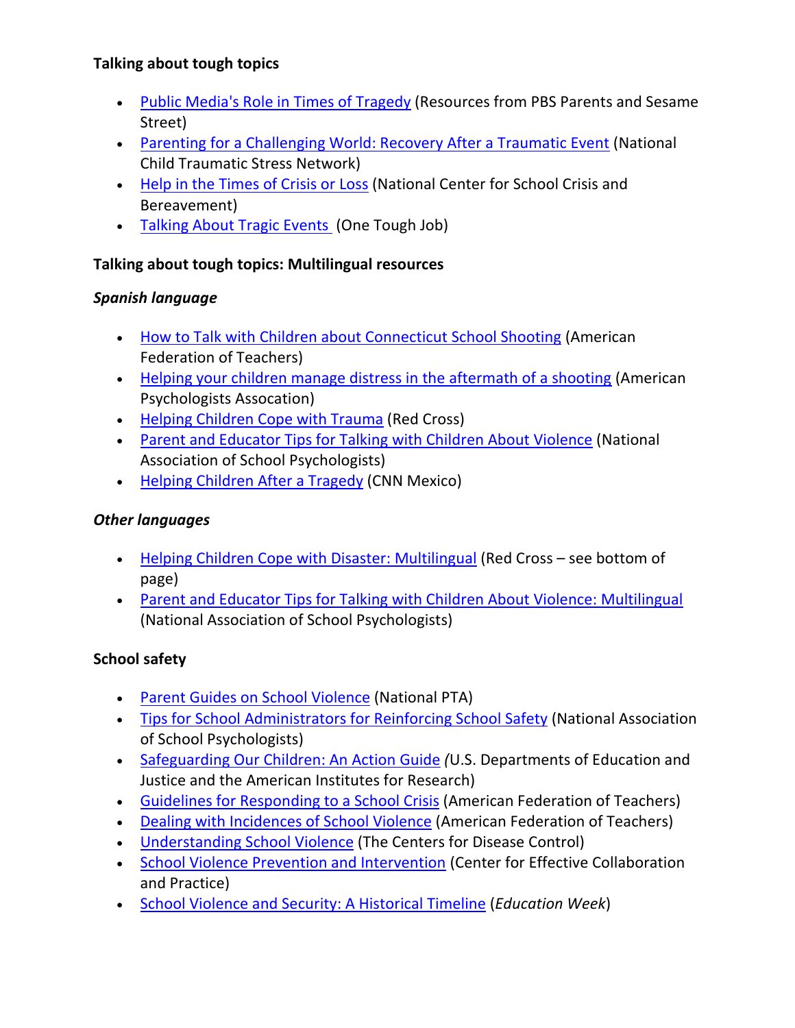**Talking about tough topics**

- Public Media's Role in Times of Tragedy (Resources from PBS Parents and Sesame Street)
- Parenting for a Challenging World: Recovery After a Traumatic Event (National Child Traumatic Stress Network)
- Help in the Times of Crisis or Loss (National Center for School Crisis and Bereavement)
- Talking About Tragic Events (One Tough Job)

**Talking about tough topics: Multilingual resources**

***Spanish language***

- How to Talk with Children about Connecticut School Shooting (American Federation of Teachers)
- Helping your children manage distress in the aftermath of a shooting (American Psychologists Assocation)
- Helping Children Cope with Trauma (Red Cross)
- Parent and Educator Tips for Talking with Children About Violence (National Association of School Psychologists)
- Helping Children After a Tragedy (CNN Mexico)

***Other languages***

- Helping Children Cope with Disaster: Multilingual (Red Cross – see bottom of page)
- Parent and Educator Tips for Talking with Children About Violence: Multilingual (National Association of School Psychologists)

**School safety**

- Parent Guides on School Violence (National PTA)
- Tips for School Administrators for Reinforcing School Safety (National Association of School Psychologists)
- Safeguarding Our Children: An Action Guide *(*U.S. Departments of Education and Justice and the American Institutes for Research)
- Guidelines for Responding to a School Crisis (American Federation of Teachers)
- Dealing with Incidences of School Violence (American Federation of Teachers)
- Understanding School Violence (The Centers for Disease Control)
- School Violence Prevention and Intervention (Center for Effective Collaboration and Practice)
- School Violence and Security: A Historical Timeline (*Education Week*)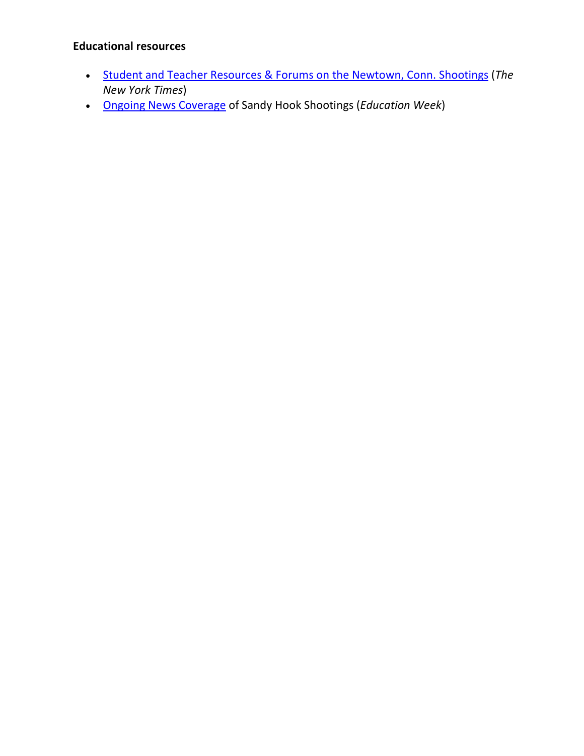**Educational resources**

- Student and Teacher Resources & Forums on the Newtown, Conn. Shootings (*The New York Times*)
- Ongoing News Coverage of Sandy Hook Shootings (*Education Week*)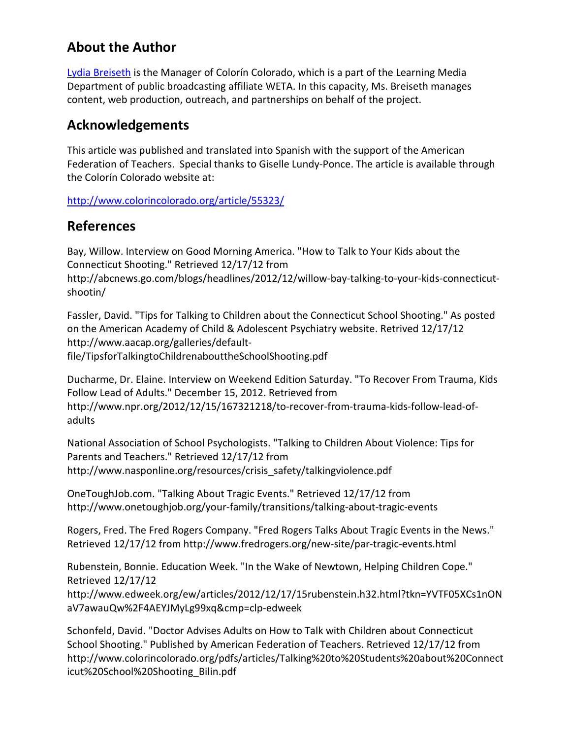## About the Author

[Lydia Breiseth](#) is the Manager of Colorín Colorado, which is a part of the Learning Media Department of public broadcasting affiliate WETA. In this capacity, Ms. Breiseth manages content, web production, outreach, and partnerships on behalf of the project.

## Acknowledgements

This article was published and translated into Spanish with the support of the American Federation of Teachers. Special thanks to Giselle Lundy-Ponce. The article is available through the Colorín Colorado website at:

http://www.colorincolorado.org/article/55323/

## References

Bay, Willow. Interview on Good Morning America. "How to Talk to Your Kids about the Connecticut Shooting." Retrieved 12/17/12 from http://abcnews.go.com/blogs/headlines/2012/12/willow-bay-talking-to-your-kids-connecticut-shootin/

Fassler, David. "Tips for Talking to Children about the Connecticut School Shooting." As posted on the American Academy of Child & Adolescent Psychiatry website. Retrived 12/17/12 http://www.aacap.org/galleries/default-file/TipsforTalkingtoChildrenabouttheSchoolShooting.pdf

Ducharme, Dr. Elaine. Interview on Weekend Edition Saturday. "To Recover From Trauma, Kids Follow Lead of Adults." December 15, 2012. Retrieved from http://www.npr.org/2012/12/15/167321218/to-recover-from-trauma-kids-follow-lead-of-adults

National Association of School Psychologists. "Talking to Children About Violence: Tips for Parents and Teachers." Retrieved 12/17/12 from http://www.nasponline.org/resources/crisis_safety/talkingviolence.pdf

OneToughJob.com. "Talking About Tragic Events." Retrieved 12/17/12 from http://www.onetoughjob.org/your-family/transitions/talking-about-tragic-events

Rogers, Fred. The Fred Rogers Company. "Fred Rogers Talks About Tragic Events in the News." Retrieved 12/17/12 from http://www.fredrogers.org/new-site/par-tragic-events.html

Rubenstein, Bonnie. Education Week. "In the Wake of Newtown, Helping Children Cope." Retrieved 12/17/12 http://www.edweek.org/ew/articles/2012/12/17/15rubenstein.h32.html?tkn=YVTF05XCs1nONaV7awauQw%2F4AEYJMyLg99xq&cmp=clp-edweek

Schonfeld, David. "Doctor Advises Adults on How to Talk with Children about Connecticut School Shooting." Published by American Federation of Teachers. Retrieved 12/17/12 from http://www.colorincolorado.org/pdfs/articles/Talking%20to%20Students%20about%20Connecticut%20School%20Shooting_Bilin.pdf